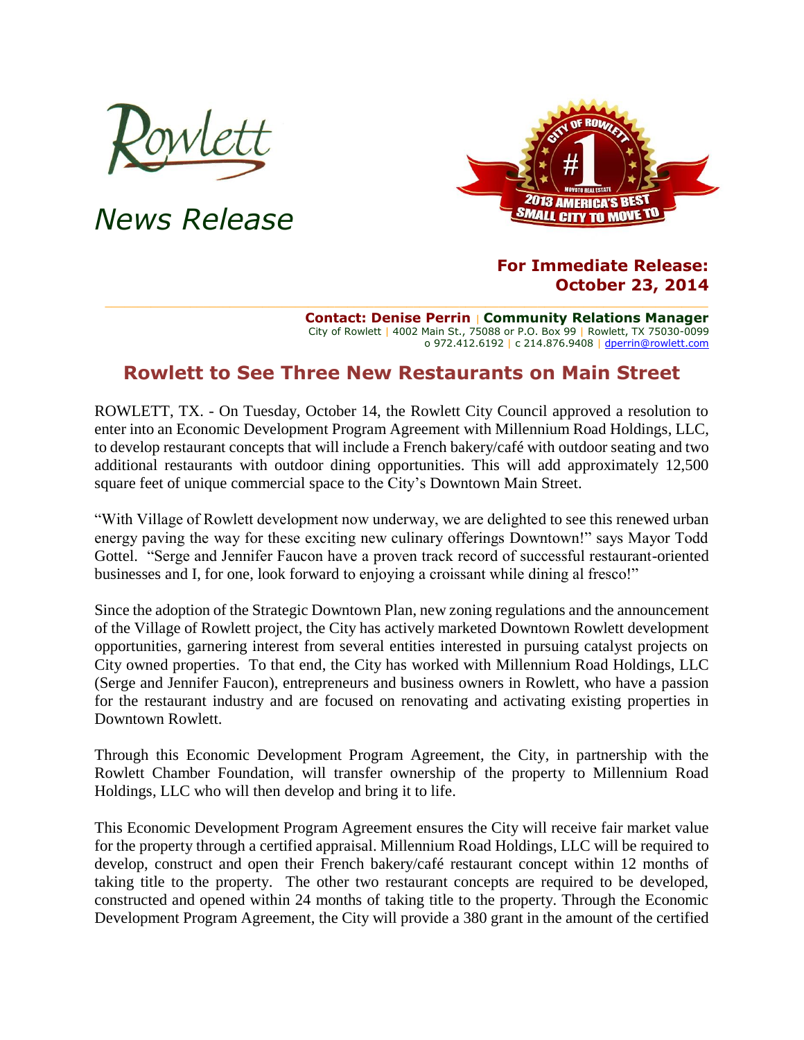Rowlett

*News Release*

**For Immediate Release:**
**October 23, 2014**

**Contact: Denise Perrin** | **Community Relations Manager**
City of Rowlett | 4002 Main St., 75088 or P.O. Box 99 | Rowlett, TX 75030-0099
o 972.412.6192 | c 214.876.9408 | dperrin@rowlett.com

## Rowlett to See Three New Restaurants on Main Street

ROWLETT, TX. - On Tuesday, October 14, the Rowlett City Council approved a resolution to enter into an Economic Development Program Agreement with Millennium Road Holdings, LLC, to develop restaurant concepts that will include a French bakery/café with outdoor seating and two additional restaurants with outdoor dining opportunities. This will add approximately 12,500 square feet of unique commercial space to the City's Downtown Main Street.

"With Village of Rowlett development now underway, we are delighted to see this renewed urban energy paving the way for these exciting new culinary offerings Downtown!" says Mayor Todd Gottel. "Serge and Jennifer Faucon have a proven track record of successful restaurant-oriented businesses and I, for one, look forward to enjoying a croissant while dining al fresco!"

Since the adoption of the Strategic Downtown Plan, new zoning regulations and the announcement of the Village of Rowlett project, the City has actively marketed Downtown Rowlett development opportunities, garnering interest from several entities interested in pursuing catalyst projects on City owned properties. To that end, the City has worked with Millennium Road Holdings, LLC (Serge and Jennifer Faucon), entrepreneurs and business owners in Rowlett, who have a passion for the restaurant industry and are focused on renovating and activating existing properties in Downtown Rowlett.

Through this Economic Development Program Agreement, the City, in partnership with the Rowlett Chamber Foundation, will transfer ownership of the property to Millennium Road Holdings, LLC who will then develop and bring it to life.

This Economic Development Program Agreement ensures the City will receive fair market value for the property through a certified appraisal. Millennium Road Holdings, LLC will be required to develop, construct and open their French bakery/café restaurant concept within 12 months of taking title to the property. The other two restaurant concepts are required to be developed, constructed and opened within 24 months of taking title to the property. Through the Economic Development Program Agreement, the City will provide a 380 grant in the amount of the certified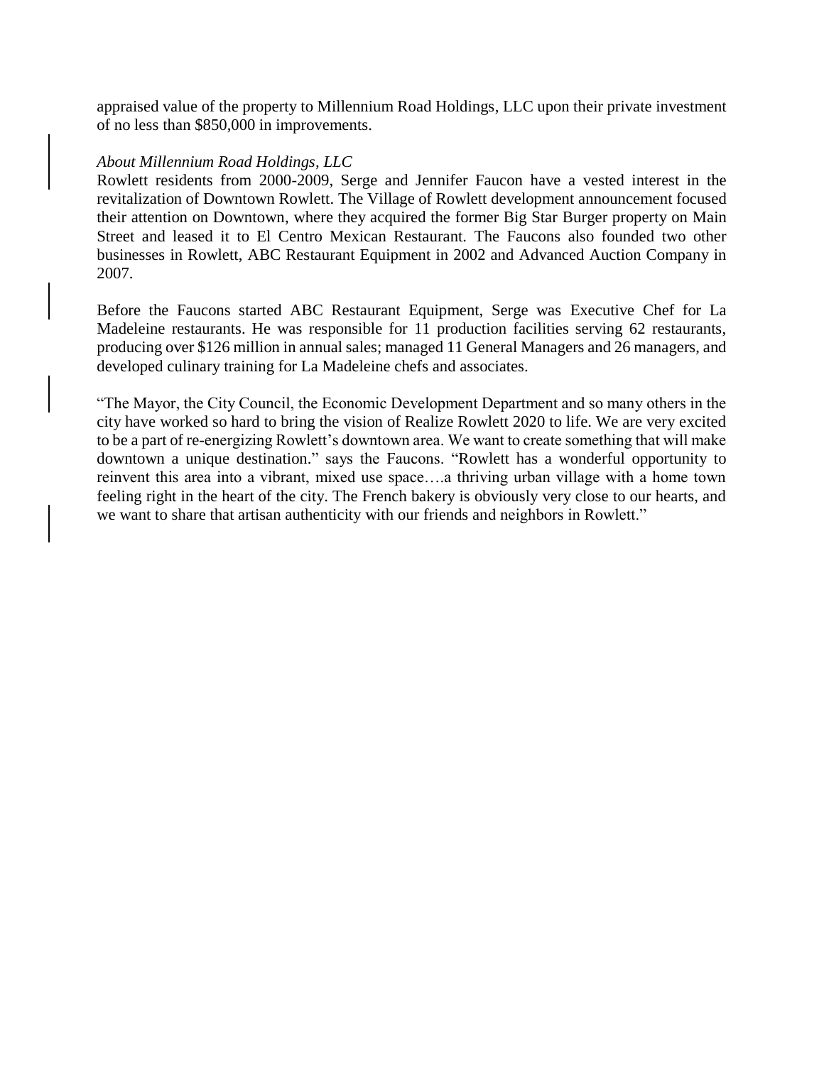appraised value of the property to Millennium Road Holdings, LLC upon their private investment of no less than $850,000 in improvements.

*About Millennium Road Holdings, LLC*

Rowlett residents from 2000-2009, Serge and Jennifer Faucon have a vested interest in the revitalization of Downtown Rowlett. The Village of Rowlett development announcement focused their attention on Downtown, where they acquired the former Big Star Burger property on Main Street and leased it to El Centro Mexican Restaurant. The Faucons also founded two other businesses in Rowlett, ABC Restaurant Equipment in 2002 and Advanced Auction Company in 2007.

Before the Faucons started ABC Restaurant Equipment, Serge was Executive Chef for La Madeleine restaurants. He was responsible for 11 production facilities serving 62 restaurants, producing over $126 million in annual sales; managed 11 General Managers and 26 managers, and developed culinary training for La Madeleine chefs and associates.

"The Mayor, the City Council, the Economic Development Department and so many others in the city have worked so hard to bring the vision of Realize Rowlett 2020 to life. We are very excited to be a part of re-energizing Rowlett's downtown area. We want to create something that will make downtown a unique destination." says the Faucons. "Rowlett has a wonderful opportunity to reinvent this area into a vibrant, mixed use space….a thriving urban village with a home town feeling right in the heart of the city. The French bakery is obviously very close to our hearts, and we want to share that artisan authenticity with our friends and neighbors in Rowlett."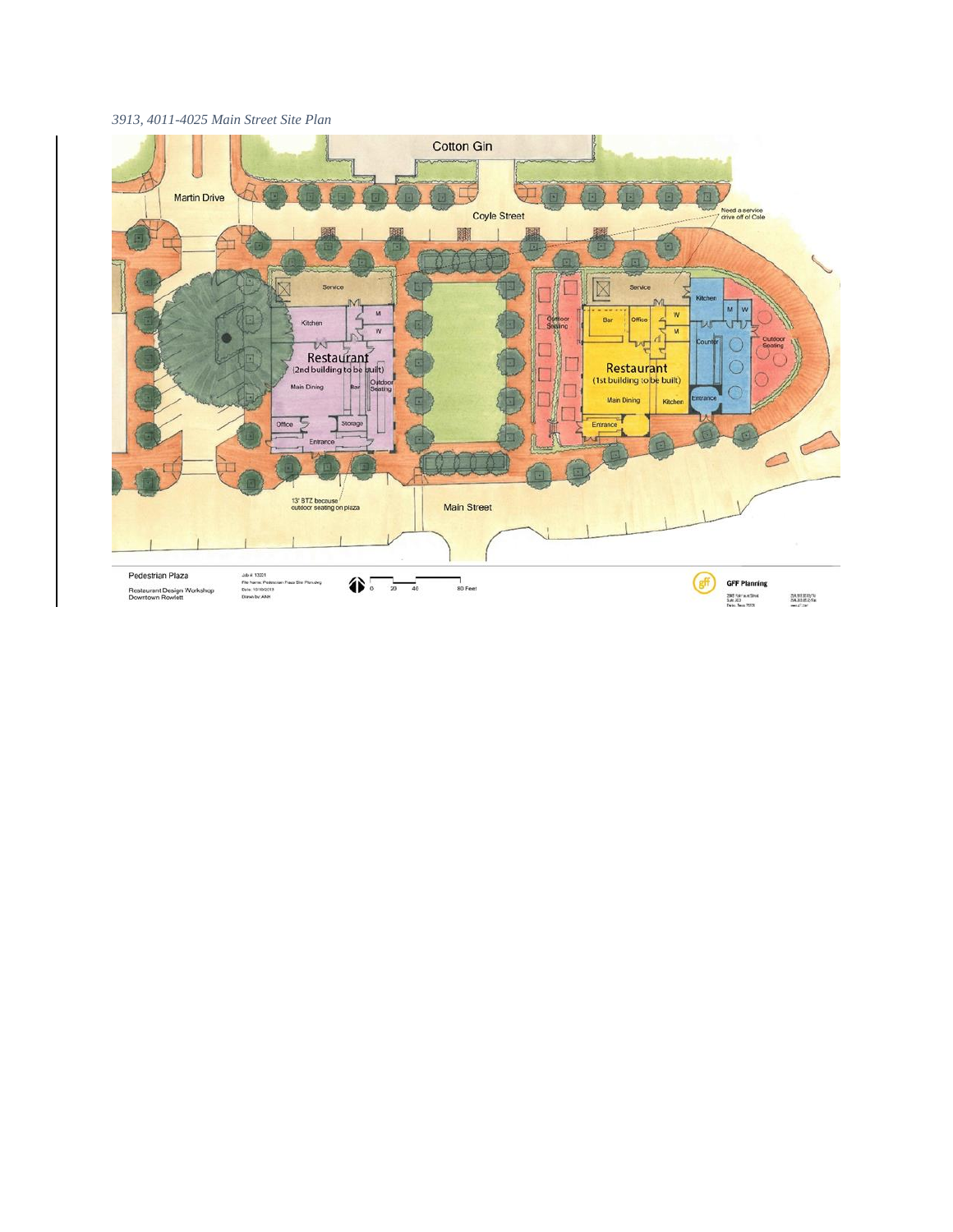*3913, 4011-4025 Main Street Site Plan*

Cotton Gin

Martin Drive

Coyle Street

Need a service drive off of Cole

Service

Kitchen

M

W

Restaurant (2nd building to be built)

Main Dining

Bar

Outdoor Seating

Office

Storage

Entrance

Outdoor Seating

Service

Kitchen

M W

Bar

Office

W

M

Counter

Outdoor Seating

Restaurant (1st building to be built)

Main Dining

Kitchen

Entrance

Entrance

13' BTZ because outdoor seating on plaza

Main Street

Pedestrian Plaza

Restaurant Design Workshop
Downtown Rowlett

0 20 40 80 Feet

GFF Planning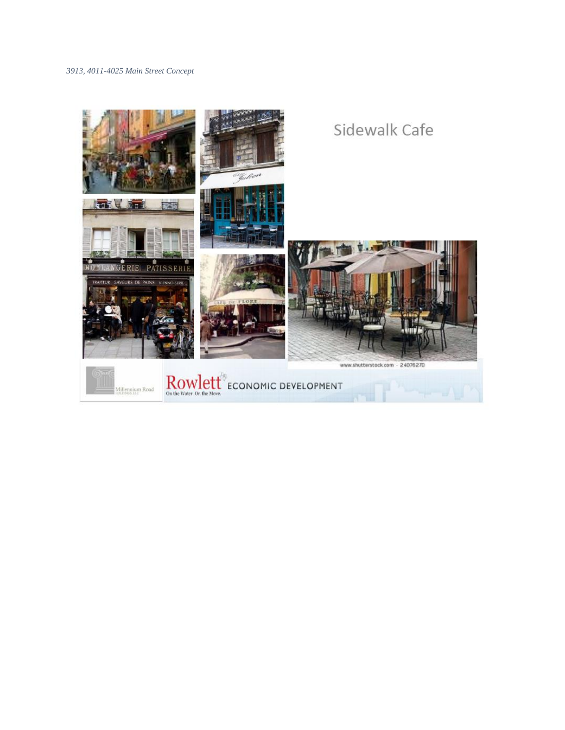*3913, 4011-4025 Main Street Concept*

Sidewalk Cafe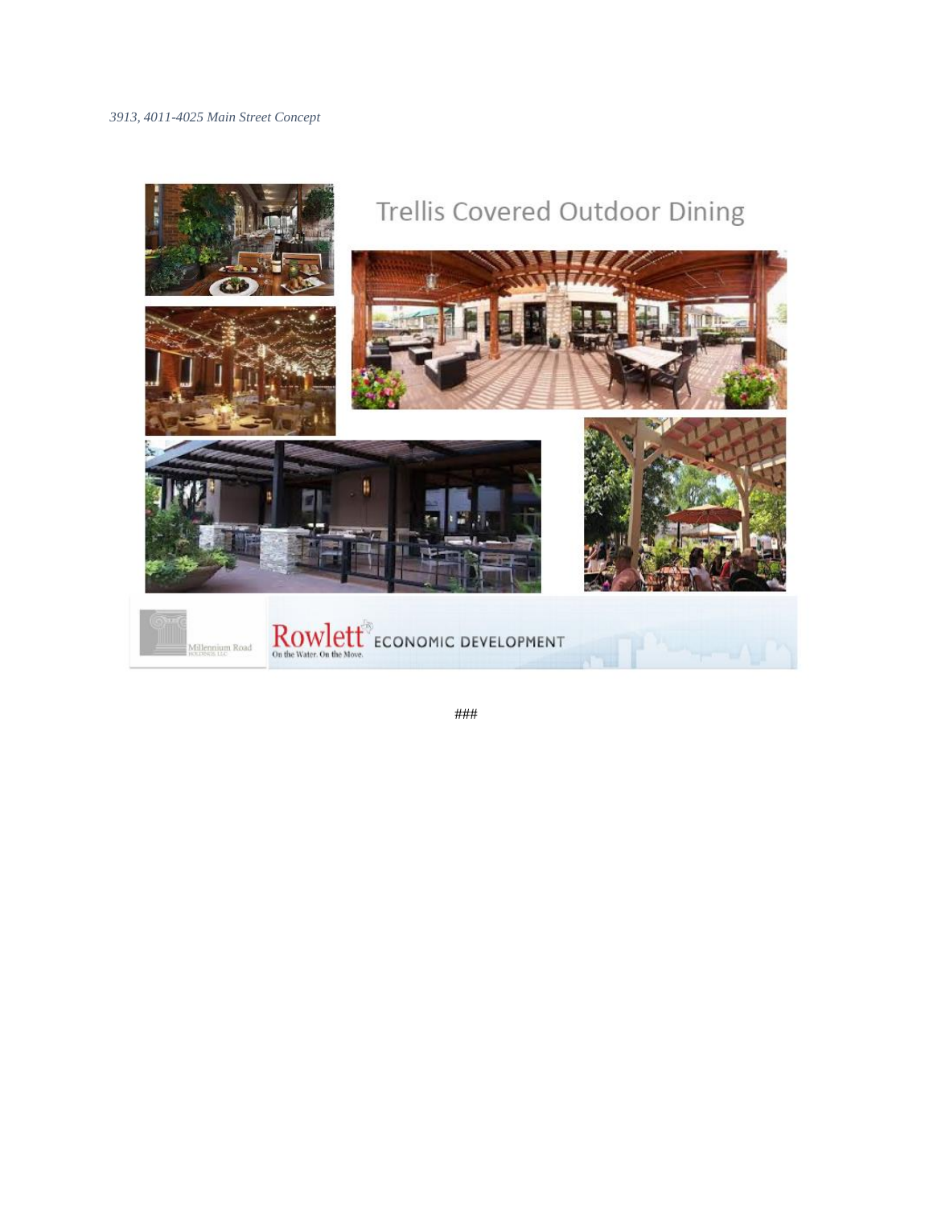*3913, 4011-4025 Main Street Concept*

Trellis Covered Outdoor Dining

Millennium Road

Rowlett ECONOMIC DEVELOPMENT

On the Water. On the Move.

###